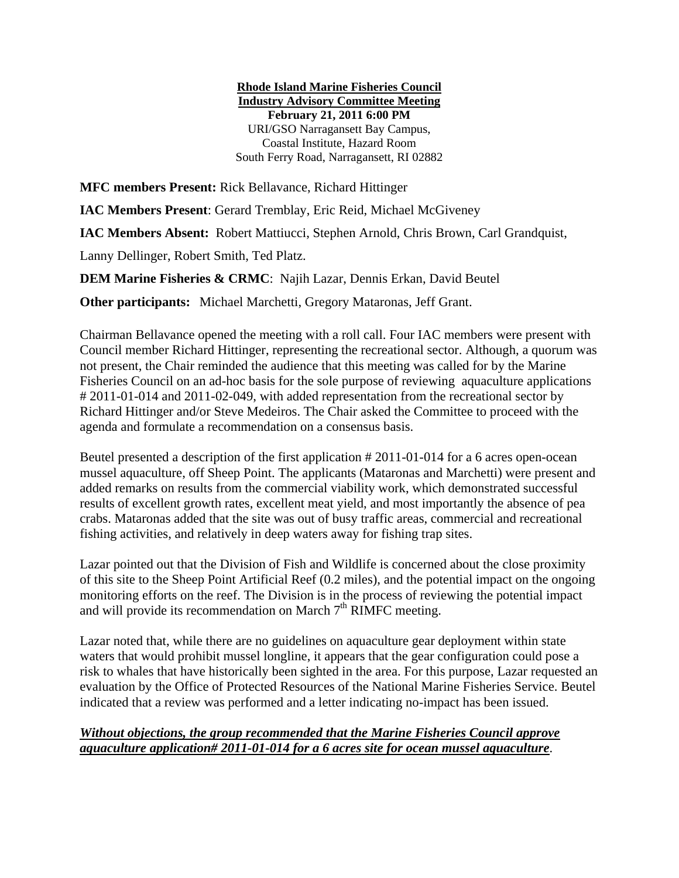**Rhode Island Marine Fisheries Council**
**Industry Advisory Committee Meeting**
**February 21, 2011 6:00 PM**
URI/GSO Narragansett Bay Campus,
Coastal Institute, Hazard Room
South Ferry Road, Narragansett, RI 02882

**MFC members Present:** Rick Bellavance, Richard Hittinger

**IAC Members Present**: Gerard Tremblay, Eric Reid, Michael McGiveney

**IAC Members Absent:** Robert Mattiucci, Stephen Arnold, Chris Brown, Carl Grandquist, Lanny Dellinger, Robert Smith, Ted Platz.

**DEM Marine Fisheries & CRMC**: Najih Lazar, Dennis Erkan, David Beutel

**Other participants:** Michael Marchetti, Gregory Mataronas, Jeff Grant.

Chairman Bellavance opened the meeting with a roll call. Four IAC members were present with Council member Richard Hittinger, representing the recreational sector. Although, a quorum was not present, the Chair reminded the audience that this meeting was called for by the Marine Fisheries Council on an ad-hoc basis for the sole purpose of reviewing aquaculture applications # 2011-01-014 and 2011-02-049, with added representation from the recreational sector by Richard Hittinger and/or Steve Medeiros. The Chair asked the Committee to proceed with the agenda and formulate a recommendation on a consensus basis.

Beutel presented a description of the first application # 2011-01-014 for a 6 acres open-ocean mussel aquaculture, off Sheep Point. The applicants (Mataronas and Marchetti) were present and added remarks on results from the commercial viability work, which demonstrated successful results of excellent growth rates, excellent meat yield, and most importantly the absence of pea crabs. Mataronas added that the site was out of busy traffic areas, commercial and recreational fishing activities, and relatively in deep waters away for fishing trap sites.

Lazar pointed out that the Division of Fish and Wildlife is concerned about the close proximity of this site to the Sheep Point Artificial Reef (0.2 miles), and the potential impact on the ongoing monitoring efforts on the reef. The Division is in the process of reviewing the potential impact and will provide its recommendation on March 7th RIMFC meeting.

Lazar noted that, while there are no guidelines on aquaculture gear deployment within state waters that would prohibit mussel longline, it appears that the gear configuration could pose a risk to whales that have historically been sighted in the area. For this purpose, Lazar requested an evaluation by the Office of Protected Resources of the National Marine Fisheries Service. Beutel indicated that a review was performed and a letter indicating no-impact has been issued.

***Without objections, the group recommended that the Marine Fisheries Council approve aquaculture application# 2011-01-014 for a 6 acres site for ocean mussel aquaculture***.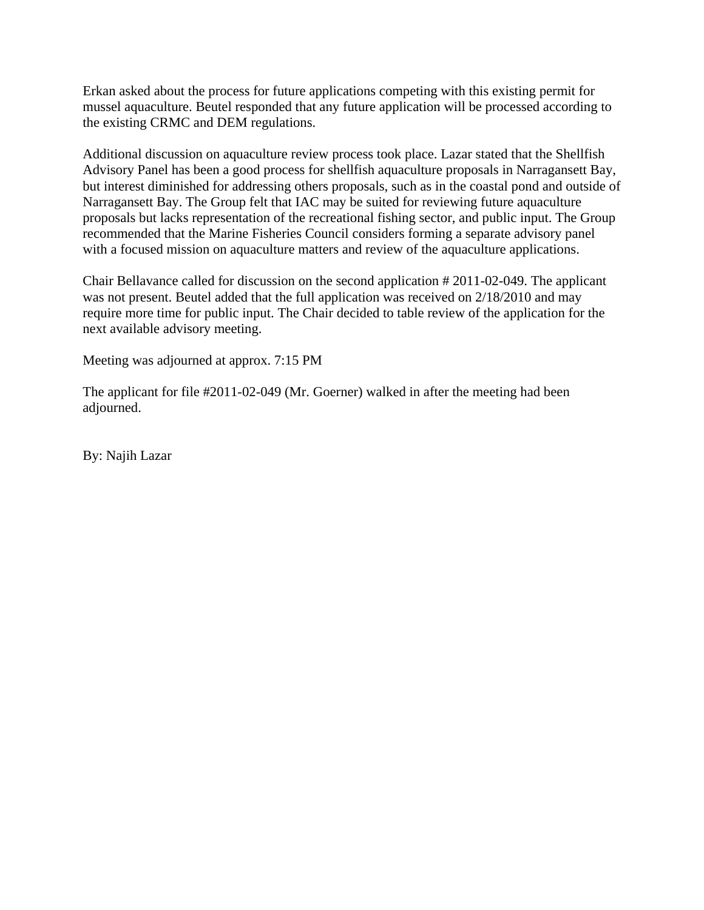Erkan asked about the process for future applications competing with this existing permit for mussel aquaculture. Beutel responded that any future application will be processed according to the existing CRMC and DEM regulations.

Additional discussion on aquaculture review process took place. Lazar stated that the Shellfish Advisory Panel has been a good process for shellfish aquaculture proposals in Narragansett Bay, but interest diminished for addressing others proposals, such as in the coastal pond and outside of Narragansett Bay. The Group felt that IAC may be suited for reviewing future aquaculture proposals but lacks representation of the recreational fishing sector, and public input. The Group recommended that the Marine Fisheries Council considers forming a separate advisory panel with a focused mission on aquaculture matters and review of the aquaculture applications.

Chair Bellavance called for discussion on the second application # 2011-02-049. The applicant was not present. Beutel added that the full application was received on 2/18/2010 and may require more time for public input. The Chair decided to table review of the application for the next available advisory meeting.

Meeting was adjourned at approx. 7:15 PM

The applicant for file #2011-02-049 (Mr. Goerner) walked in after the meeting had been adjourned.

By: Najih Lazar